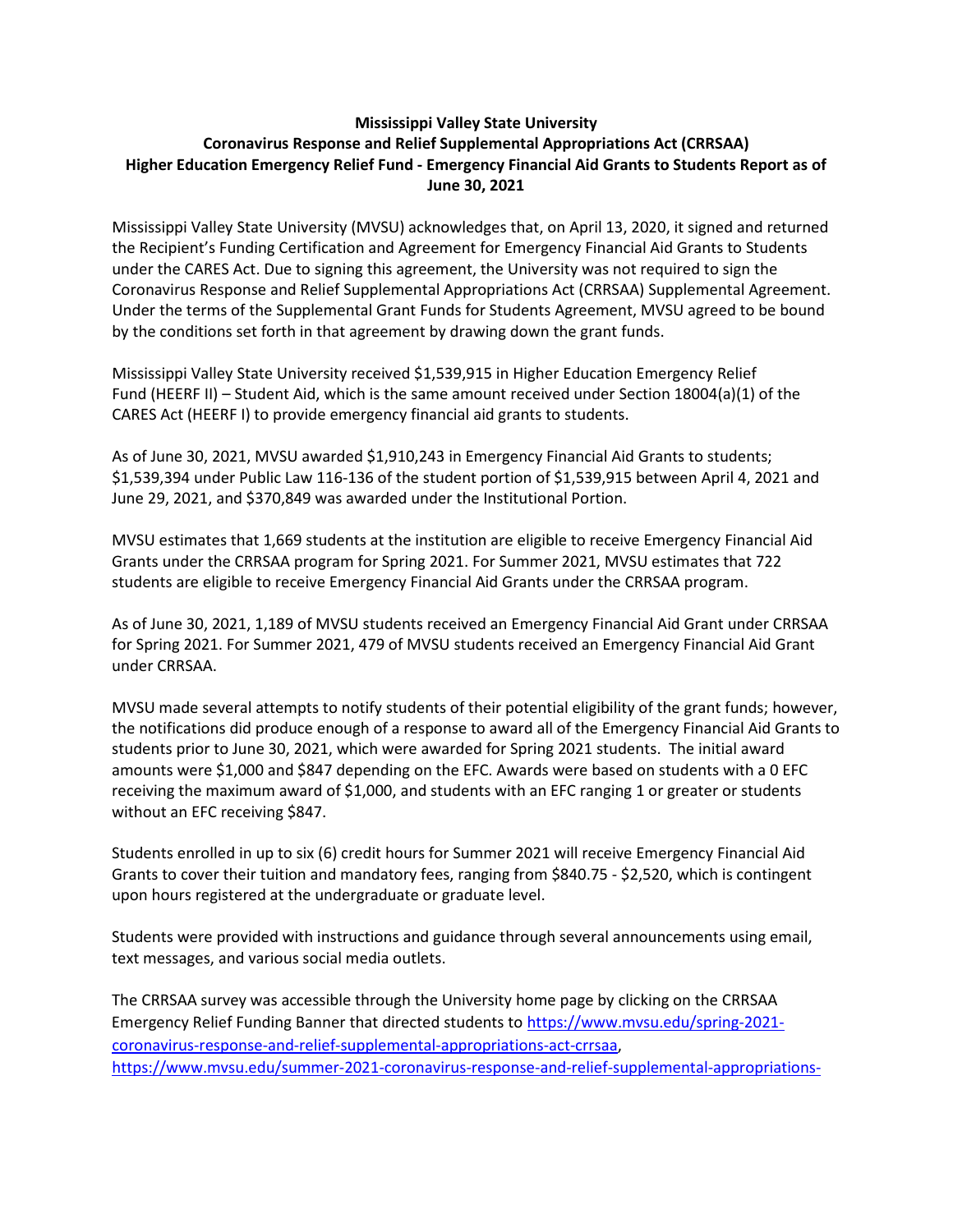**Mississippi Valley State University**
**Coronavirus Response and Relief Supplemental Appropriations Act (CRRSAA)**
**Higher Education Emergency Relief Fund - Emergency Financial Aid Grants to Students Report as of June 30, 2021**

Mississippi Valley State University (MVSU) acknowledges that, on April 13, 2020, it signed and returned the Recipient's Funding Certification and Agreement for Emergency Financial Aid Grants to Students under the CARES Act. Due to signing this agreement, the University was not required to sign the Coronavirus Response and Relief Supplemental Appropriations Act (CRRSAA) Supplemental Agreement. Under the terms of the Supplemental Grant Funds for Students Agreement, MVSU agreed to be bound by the conditions set forth in that agreement by drawing down the grant funds.

Mississippi Valley State University received $1,539,915 in Higher Education Emergency Relief Fund (HEERF II) – Student Aid, which is the same amount received under Section 18004(a)(1) of the CARES Act (HEERF I) to provide emergency financial aid grants to students.

As of June 30, 2021, MVSU awarded $1,910,243 in Emergency Financial Aid Grants to students; $1,539,394 under Public Law 116-136 of the student portion of $1,539,915 between April 4, 2021 and June 29, 2021, and $370,849 was awarded under the Institutional Portion.

MVSU estimates that 1,669 students at the institution are eligible to receive Emergency Financial Aid Grants under the CRRSAA program for Spring 2021. For Summer 2021, MVSU estimates that 722 students are eligible to receive Emergency Financial Aid Grants under the CRRSAA program.

As of June 30, 2021, 1,189 of MVSU students received an Emergency Financial Aid Grant under CRRSAA for Spring 2021. For Summer 2021, 479 of MVSU students received an Emergency Financial Aid Grant under CRRSAA.

MVSU made several attempts to notify students of their potential eligibility of the grant funds; however, the notifications did produce enough of a response to award all of the Emergency Financial Aid Grants to students prior to June 30, 2021, which were awarded for Spring 2021 students. The initial award amounts were $1,000 and $847 depending on the EFC. Awards were based on students with a 0 EFC receiving the maximum award of $1,000, and students with an EFC ranging 1 or greater or students without an EFC receiving $847.

Students enrolled in up to six (6) credit hours for Summer 2021 will receive Emergency Financial Aid Grants to cover their tuition and mandatory fees, ranging from $840.75 - $2,520, which is contingent upon hours registered at the undergraduate or graduate level.

Students were provided with instructions and guidance through several announcements using email, text messages, and various social media outlets.

The CRRSAA survey was accessible through the University home page by clicking on the CRRSAA Emergency Relief Funding Banner that directed students to https://www.mvsu.edu/spring-2021-coronavirus-response-and-relief-supplemental-appropriations-act-crrsaa, https://www.mvsu.edu/summer-2021-coronavirus-response-and-relief-supplemental-appropriations-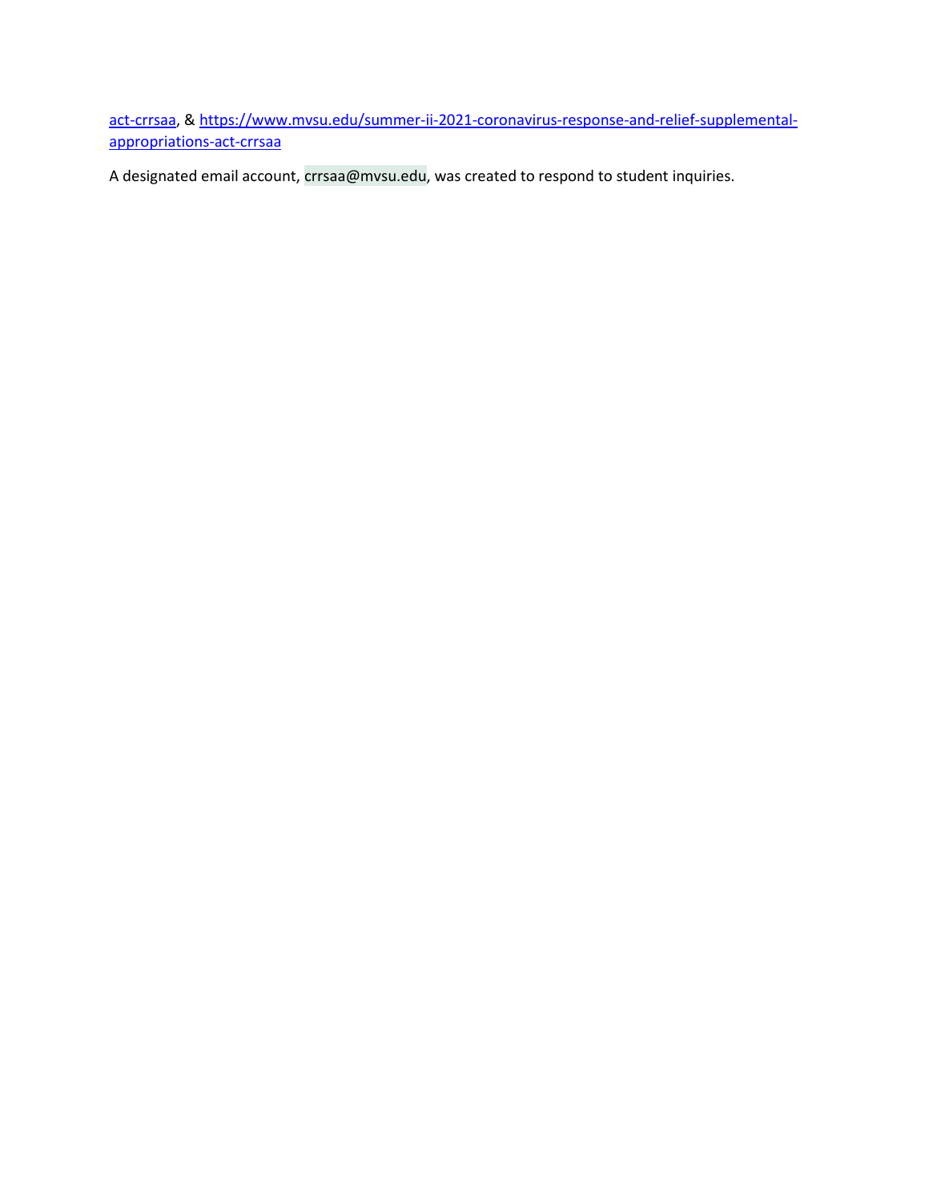[act-crrsaa](act-crrsaa), & [https://www.mvsu.edu/summer-ii-2021-coronavirus-response-and-relief-supplemental-appropriations-act-crrsaa](https://www.mvsu.edu/summer-ii-2021-coronavirus-response-and-relief-supplemental-appropriations-act-crrsaa)

A designated email account, crrsaa@mvsu.edu, was created to respond to student inquiries.